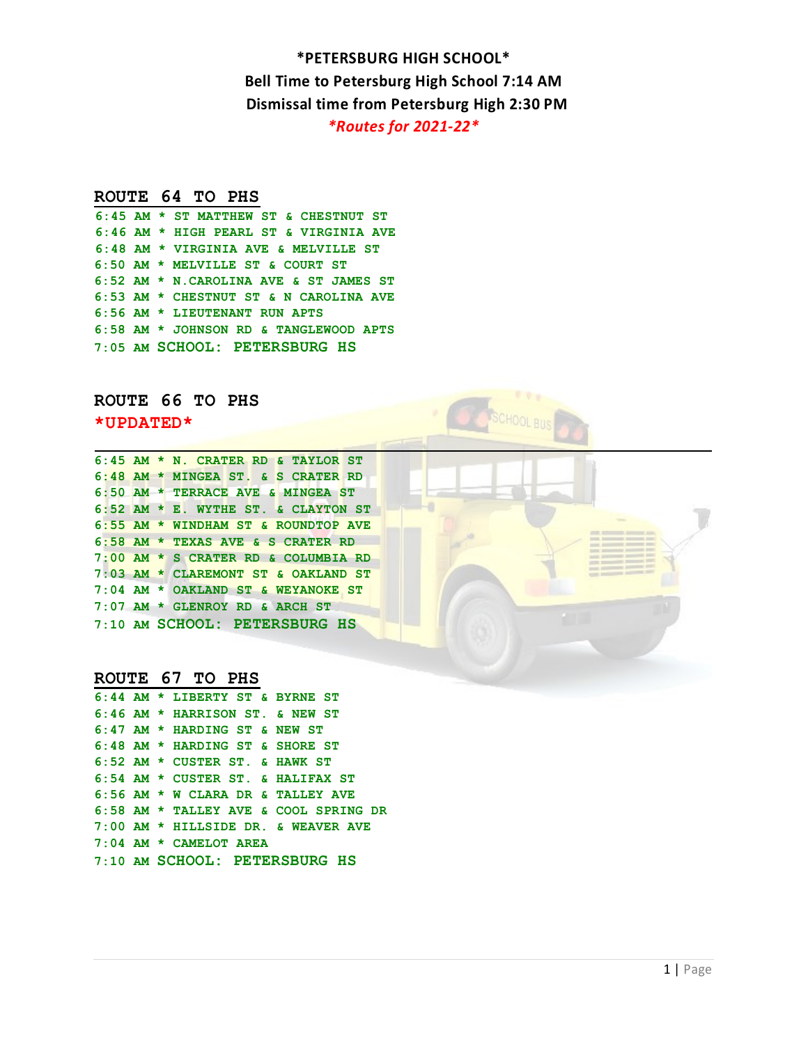# *PETERSBURG HIGH SCHOOL*

**Bell Time to Petersburg High School 7:14 AM**

**Dismissal time from Petersburg High 2:30 PM**

***Routes for 2021-22***

## ROUTE 64 TO PHS

6:45 AM * ST MATTHEW ST & CHESTNUT ST
6:46 AM * HIGH PEARL ST & VIRGINIA AVE
6:48 AM * VIRGINIA AVE & MELVILLE ST
6:50 AM * MELVILLE ST & COURT ST
6:52 AM * N.CAROLINA AVE & ST JAMES ST
6:53 AM * CHESTNUT ST & N CAROLINA AVE
6:56 AM * LIEUTENANT RUN APTS
6:58 AM * JOHNSON RD & TANGLEWOOD APTS
7:05 AM SCHOOL: PETERSBURG HS

## ROUTE 66 TO PHS

***UPDATED***

6:45 AM * N. CRATER RD & TAYLOR ST
6:48 AM * MINGEA ST. & S CRATER RD
6:50 AM * TERRACE AVE & MINGEA ST
6:52 AM * E. WYTHE ST. & CLAYTON ST
6:55 AM * WINDHAM ST & ROUNDTOP AVE
6:58 AM * TEXAS AVE & S CRATER RD
7:00 AM * S CRATER RD & COLUMBIA RD
7:03 AM * CLAREMONT ST & OAKLAND ST
7:04 AM * OAKLAND ST & WEYANOKE ST
7:07 AM * GLENROY RD & ARCH ST
7:10 AM SCHOOL: PETERSBURG HS

## ROUTE 67 TO PHS

6:44 AM * LIBERTY ST & BYRNE ST
6:46 AM * HARRISON ST. & NEW ST
6:47 AM * HARDING ST & NEW ST
6:48 AM * HARDING ST & SHORE ST
6:52 AM * CUSTER ST. & HAWK ST
6:54 AM * CUSTER ST. & HALIFAX ST
6:56 AM * W CLARA DR & TALLEY AVE
6:58 AM * TALLEY AVE & COOL SPRING DR
7:00 AM * HILLSIDE DR. & WEAVER AVE
7:04 AM * CAMELOT AREA
7:10 AM SCHOOL: PETERSBURG HS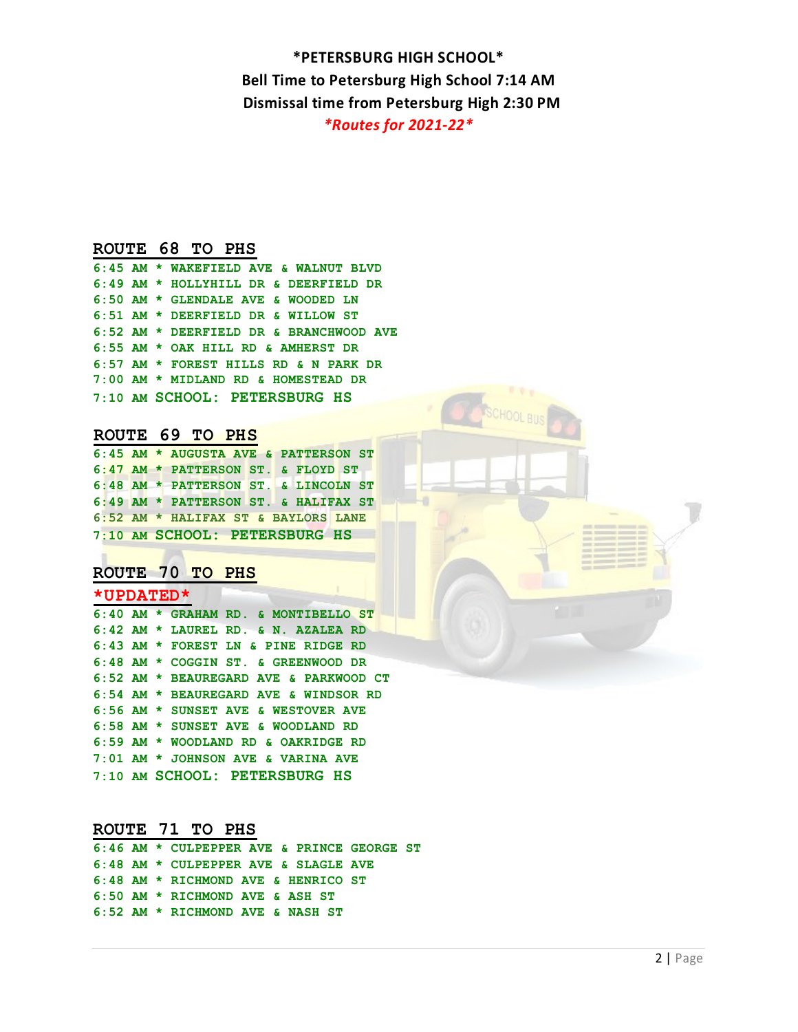**\*PETERSBURG HIGH SCHOOL\***

**Bell Time to Petersburg High School 7:14 AM**

**Dismissal time from Petersburg High 2:30 PM**

***\*Routes for 2021-22\****

## ROUTE 68 TO PHS

6:45 AM * WAKEFIELD AVE & WALNUT BLVD
6:49 AM * HOLLYHILL DR & DEERFIELD DR
6:50 AM * GLENDALE AVE & WOODED LN
6:51 AM * DEERFIELD DR & WILLOW ST
6:52 AM * DEERFIELD DR & BRANCHWOOD AVE
6:55 AM * OAK HILL RD & AMHERST DR
6:57 AM * FOREST HILLS RD & N PARK DR
7:00 AM * MIDLAND RD & HOMESTEAD DR
7:10 AM SCHOOL: PETERSBURG HS

## ROUTE 69 TO PHS

6:45 AM * AUGUSTA AVE & PATTERSON ST
6:47 AM * PATTERSON ST. & FLOYD ST
6:48 AM * PATTERSON ST. & LINCOLN ST
6:49 AM * PATTERSON ST. & HALIFAX ST
6:52 AM * HALIFAX ST & BAYLORS LANE
7:10 AM SCHOOL: PETERSBURG HS

## ROUTE 70 TO PHS

**\*UPDATED\***

6:40 AM * GRAHAM RD. & MONTIBELLO ST
6:42 AM * LAUREL RD. & N. AZALEA RD
6:43 AM * FOREST LN & PINE RIDGE RD
6:48 AM * COGGIN ST. & GREENWOOD DR
6:52 AM * BEAUREGARD AVE & PARKWOOD CT
6:54 AM * BEAUREGARD AVE & WINDSOR RD
6:56 AM * SUNSET AVE & WESTOVER AVE
6:58 AM * SUNSET AVE & WOODLAND RD
6:59 AM * WOODLAND RD & OAKRIDGE RD
7:01 AM * JOHNSON AVE & VARINA AVE
7:10 AM SCHOOL: PETERSBURG HS

## ROUTE 71 TO PHS

6:46 AM * CULPEPPER AVE & PRINCE GEORGE ST
6:48 AM * CULPEPPER AVE & SLAGLE AVE
6:48 AM * RICHMOND AVE & HENRICO ST
6:50 AM * RICHMOND AVE & ASH ST
6:52 AM * RICHMOND AVE & NASH ST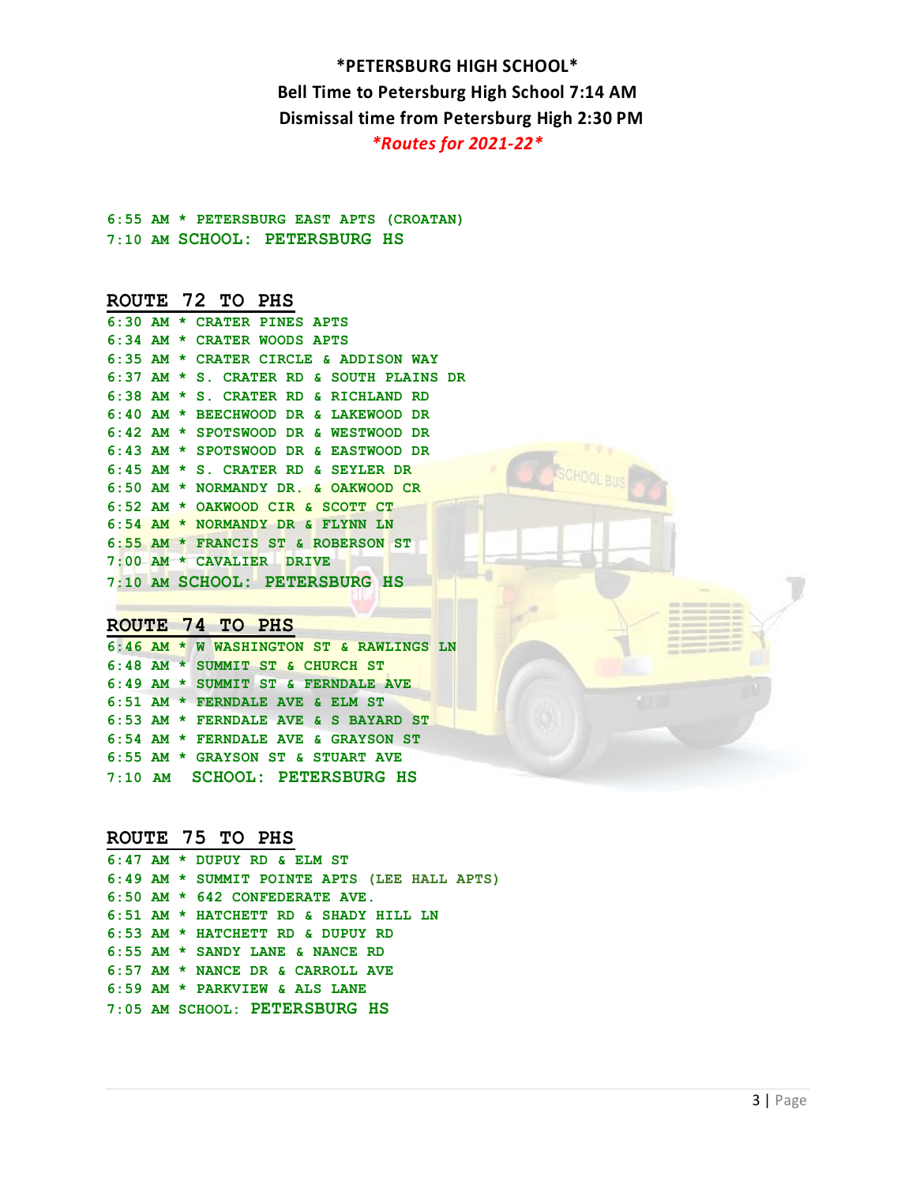**\*PETERSBURG HIGH SCHOOL\***

**Bell Time to Petersburg High School 7:14 AM**

**Dismissal time from Petersburg High 2:30 PM**

***\*Routes for 2021-22\****

6:55 AM * PETERSBURG EAST APTS (CROATAN)
7:10 AM SCHOOL: PETERSBURG HS

## ROUTE 72 TO PHS

6:30 AM * CRATER PINES APTS
6:34 AM * CRATER WOODS APTS
6:35 AM * CRATER CIRCLE & ADDISON WAY
6:37 AM * S. CRATER RD & SOUTH PLAINS DR
6:38 AM * S. CRATER RD & RICHLAND RD
6:40 AM * BEECHWOOD DR & LAKEWOOD DR
6:42 AM * SPOTSWOOD DR & WESTWOOD DR
6:43 AM * SPOTSWOOD DR & EASTWOOD DR
6:45 AM * S. CRATER RD & SEYLER DR
6:50 AM * NORMANDY DR. & OAKWOOD CR
6:52 AM * OAKWOOD CIR & SCOTT CT
6:54 AM * NORMANDY DR & FLYNN LN
6:55 AM * FRANCIS ST & ROBERSON ST
7:00 AM * CAVALIER DRIVE
7:10 AM SCHOOL: PETERSBURG HS

## ROUTE 74 TO PHS

6:46 AM * W WASHINGTON ST & RAWLINGS LN
6:48 AM * SUMMIT ST & CHURCH ST
6:49 AM * SUMMIT ST & FERNDALE AVE
6:51 AM * FERNDALE AVE & ELM ST
6:53 AM * FERNDALE AVE & S BAYARD ST
6:54 AM * FERNDALE AVE & GRAYSON ST
6:55 AM * GRAYSON ST & STUART AVE
7:10 AM SCHOOL: PETERSBURG HS

## ROUTE 75 TO PHS

6:47 AM * DUPUY RD & ELM ST
6:49 AM * SUMMIT POINTE APTS (LEE HALL APTS)
6:50 AM * 642 CONFEDERATE AVE.
6:51 AM * HATCHETT RD & SHADY HILL LN
6:53 AM * HATCHETT RD & DUPUY RD
6:55 AM * SANDY LANE & NANCE RD
6:57 AM * NANCE DR & CARROLL AVE
6:59 AM * PARKVIEW & ALS LANE
7:05 AM SCHOOL: PETERSBURG HS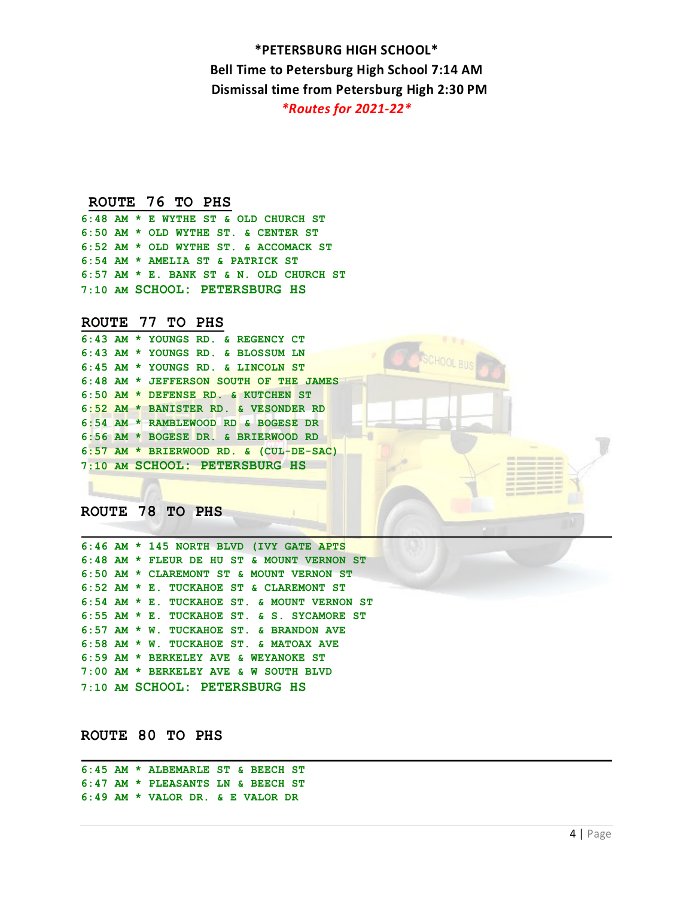**\*PETERSBURG HIGH SCHOOL\***

**Bell Time to Petersburg High School 7:14 AM**

**Dismissal time from Petersburg High 2:30 PM**

***\*Routes for 2021-22\****

## ROUTE 76 TO PHS

6:48 AM * E WYTHE ST & OLD CHURCH ST
6:50 AM * OLD WYTHE ST. & CENTER ST
6:52 AM * OLD WYTHE ST. & ACCOMACK ST
6:54 AM * AMELIA ST & PATRICK ST
6:57 AM * E. BANK ST & N. OLD CHURCH ST
7:10 AM SCHOOL: PETERSBURG HS

## ROUTE 77 TO PHS

6:43 AM * YOUNGS RD. & REGENCY CT
6:43 AM * YOUNGS RD. & BLOSSUM LN
6:45 AM * YOUNGS RD. & LINCOLN ST
6:48 AM * JEFFERSON SOUTH OF THE JAMES
6:50 AM * DEFENSE RD. & KUTCHEN ST
6:52 AM * BANISTER RD. & VESONDER RD
6:54 AM * RAMBLEWOOD RD & BOGESE DR
6:56 AM * BOGESE DR. & BRIERWOOD RD
6:57 AM * BRIERWOOD RD. & (CUL-DE-SAC)
7:10 AM SCHOOL: PETERSBURG HS

## ROUTE 78 TO PHS

6:46 AM * 145 NORTH BLVD (IVY GATE APTS
6:48 AM * FLEUR DE HU ST & MOUNT VERNON ST
6:50 AM * CLAREMONT ST & MOUNT VERNON ST
6:52 AM * E. TUCKAHOE ST & CLAREMONT ST
6:54 AM * E. TUCKAHOE ST. & MOUNT VERNON ST
6:55 AM * E. TUCKAHOE ST. & S. SYCAMORE ST
6:57 AM * W. TUCKAHOE ST. & BRANDON AVE
6:58 AM * W. TUCKAHOE ST. & MATOAX AVE
6:59 AM * BERKELEY AVE & WEYANOKE ST
7:00 AM * BERKELEY AVE & W SOUTH BLVD
7:10 AM SCHOOL: PETERSBURG HS

## ROUTE 80 TO PHS

6:45 AM * ALBEMARLE ST & BEECH ST
6:47 AM * PLEASANTS LN & BEECH ST
6:49 AM * VALOR DR. & E VALOR DR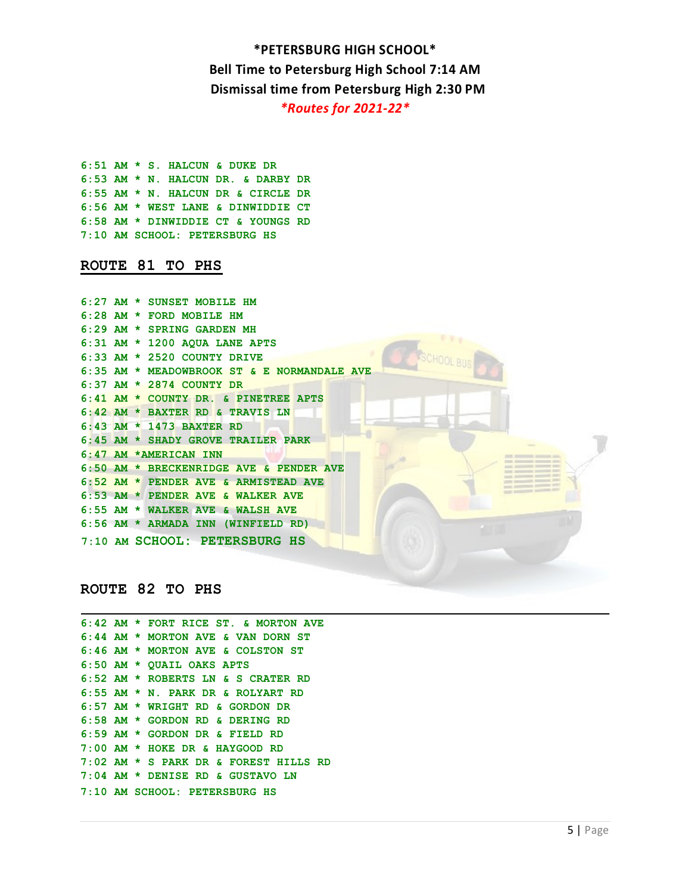# *PETERSBURG HIGH SCHOOL*

**Bell Time to Petersburg High School 7:14 AM**

**Dismissal time from Petersburg High 2:30 PM**

***Routes for 2021-22****

6:51 AM * S. HALCUN & DUKE DR
6:53 AM * N. HALCUN DR. & DARBY DR
6:55 AM * N. HALCUN DR & CIRCLE DR
6:56 AM * WEST LANE & DINWIDDIE CT
6:58 AM * DINWIDDIE CT & YOUNGS RD
7:10 AM SCHOOL: PETERSBURG HS

## ROUTE 81 TO PHS

6:27 AM * SUNSET MOBILE HM
6:28 AM * FORD MOBILE HM
6:29 AM * SPRING GARDEN MH
6:31 AM * 1200 AQUA LANE APTS
6:33 AM * 2520 COUNTY DRIVE
6:35 AM * MEADOWBROOK ST & E NORMANDALE AVE
6:37 AM * 2874 COUNTY DR
6:41 AM * COUNTY DR. & PINETREE APTS
6:42 AM * BAXTER RD & TRAVIS LN
6:43 AM * 1473 BAXTER RD
6:45 AM * SHADY GROVE TRAILER PARK
6:47 AM *AMERICAN INN
6:50 AM * BRECKENRIDGE AVE & PENDER AVE
6:52 AM * PENDER AVE & ARMISTEAD AVE
6:53 AM * PENDER AVE & WALKER AVE
6:55 AM * WALKER AVE & WALSH AVE
6:56 AM * ARMADA INN (WINFIELD RD)
7:10 AM SCHOOL: PETERSBURG HS

## ROUTE 82 TO PHS

6:42 AM * FORT RICE ST. & MORTON AVE
6:44 AM * MORTON AVE & VAN DORN ST
6:46 AM * MORTON AVE & COLSTON ST
6:50 AM * QUAIL OAKS APTS
6:52 AM * ROBERTS LN & S CRATER RD
6:55 AM * N. PARK DR & ROLYART RD
6:57 AM * WRIGHT RD & GORDON DR
6:58 AM * GORDON RD & DERING RD
6:59 AM * GORDON DR & FIELD RD
7:00 AM * HOKE DR & HAYGOOD RD
7:02 AM * S PARK DR & FOREST HILLS RD
7:04 AM * DENISE RD & GUSTAVO LN
7:10 AM SCHOOL: PETERSBURG HS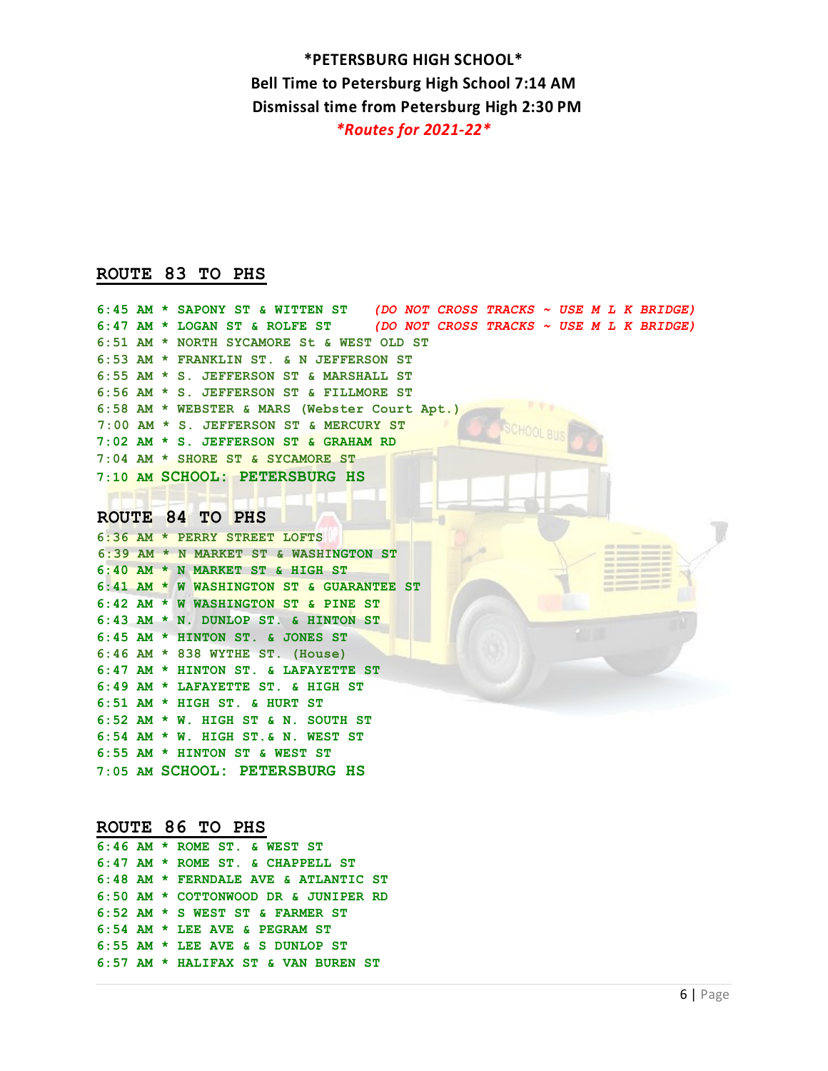**\*PETERSBURG HIGH SCHOOL\***

**Bell Time to Petersburg High School 7:14 AM**

**Dismissal time from Petersburg High 2:30 PM**

***\*Routes for 2021-22\****

## ROUTE 83 TO PHS

6:45 AM * SAPONY ST & WITTEN ST *(DO NOT CROSS TRACKS ~ USE M L K BRIDGE)*
6:47 AM * LOGAN ST & ROLFE ST *(DO NOT CROSS TRACKS ~ USE M L K BRIDGE)*
6:51 AM * NORTH SYCAMORE St & WEST OLD ST
6:53 AM * FRANKLIN ST. & N JEFFERSON ST
6:55 AM * S. JEFFERSON ST & MARSHALL ST
6:56 AM * S. JEFFERSON ST & FILLMORE ST
6:58 AM * WEBSTER & MARS (Webster Court Apt.)
7:00 AM * S. JEFFERSON ST & MERCURY ST
7:02 AM * S. JEFFERSON ST & GRAHAM RD
7:04 AM * SHORE ST & SYCAMORE ST
7:10 AM SCHOOL: PETERSBURG HS

## ROUTE 84 TO PHS

6:36 AM * PERRY STREET LOFTS
6:39 AM * N MARKET ST & WASHINGTON ST
6:40 AM * N MARKET ST & HIGH ST
6:41 AM * W WASHINGTON ST & GUARANTEE ST
6:42 AM * W WASHINGTON ST & PINE ST
6:43 AM * N. DUNLOP ST. & HINTON ST
6:45 AM * HINTON ST. & JONES ST
6:46 AM * 838 WYTHE ST. (House)
6:47 AM * HINTON ST. & LAFAYETTE ST
6:49 AM * LAFAYETTE ST. & HIGH ST
6:51 AM * HIGH ST. & HURT ST
6:52 AM * W. HIGH ST & N. SOUTH ST
6:54 AM * W. HIGH ST.& N. WEST ST
6:55 AM * HINTON ST & WEST ST
7:05 AM SCHOOL: PETERSBURG HS

## ROUTE 86 TO PHS

6:46 AM * ROME ST. & WEST ST
6:47 AM * ROME ST. & CHAPPELL ST
6:48 AM * FERNDALE AVE & ATLANTIC ST
6:50 AM * COTTONWOOD DR & JUNIPER RD
6:52 AM * S WEST ST & FARMER ST
6:54 AM * LEE AVE & PEGRAM ST
6:55 AM * LEE AVE & S DUNLOP ST
6:57 AM * HALIFAX ST & VAN BUREN ST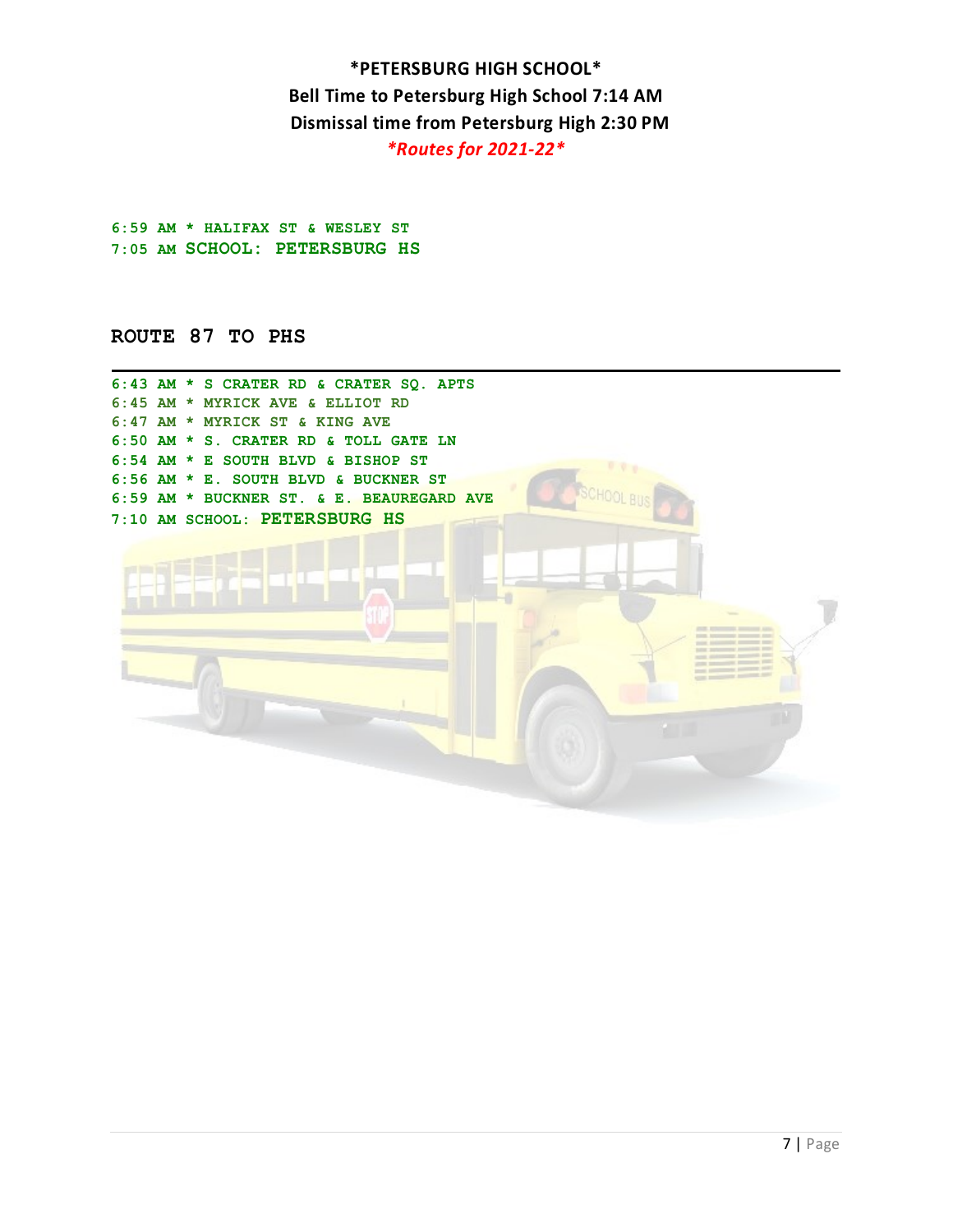**\*PETERSBURG HIGH SCHOOL\***

**Bell Time to Petersburg High School 7:14 AM**

**Dismissal time from Petersburg High 2:30 PM**

***\*Routes for 2021-22\****

6:59 AM * HALIFAX ST & WESLEY ST
7:05 AM SCHOOL: PETERSBURG HS

## ROUTE 87 TO PHS

6:43 AM * S CRATER RD & CRATER SQ. APTS
6:45 AM * MYRICK AVE & ELLIOT RD
6:47 AM * MYRICK ST & KING AVE
6:50 AM * S. CRATER RD & TOLL GATE LN
6:54 AM * E SOUTH BLVD & BISHOP ST
6:56 AM * E. SOUTH BLVD & BUCKNER ST
6:59 AM * BUCKNER ST. & E. BEAUREGARD AVE
7:10 AM SCHOOL: PETERSBURG HS